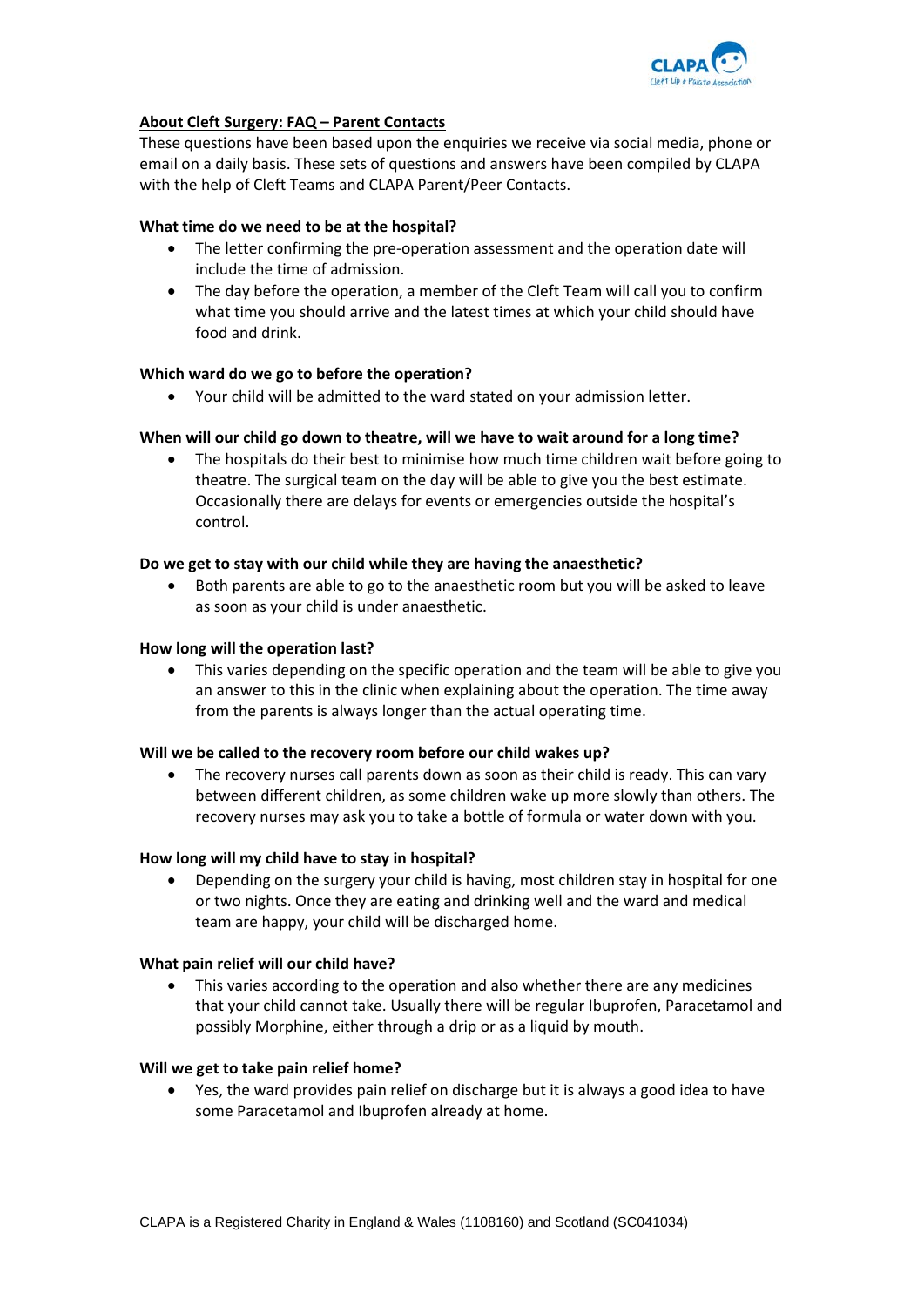## About Cleft Surgery: FAQ – Parent Contacts

These questions have been based upon the enquiries we receive via social media, phone or email on a daily basis. These sets of questions and answers have been compiled by CLAPA with the help of Cleft Teams and CLAPA Parent/Peer Contacts.

**What time do we need to be at the hospital?**

- The letter confirming the pre-operation assessment and the operation date will include the time of admission.
- The day before the operation, a member of the Cleft Team will call you to confirm what time you should arrive and the latest times at which your child should have food and drink.

**Which ward do we go to before the operation?**

- Your child will be admitted to the ward stated on your admission letter.

**When will our child go down to theatre, will we have to wait around for a long time?**

- The hospitals do their best to minimise how much time children wait before going to theatre. The surgical team on the day will be able to give you the best estimate. Occasionally there are delays for events or emergencies outside the hospital's control.

**Do we get to stay with our child while they are having the anaesthetic?**

- Both parents are able to go to the anaesthetic room but you will be asked to leave as soon as your child is under anaesthetic.

**How long will the operation last?**

- This varies depending on the specific operation and the team will be able to give you an answer to this in the clinic when explaining about the operation. The time away from the parents is always longer than the actual operating time.

**Will we be called to the recovery room before our child wakes up?**

- The recovery nurses call parents down as soon as their child is ready. This can vary between different children, as some children wake up more slowly than others. The recovery nurses may ask you to take a bottle of formula or water down with you.

**How long will my child have to stay in hospital?**

- Depending on the surgery your child is having, most children stay in hospital for one or two nights. Once they are eating and drinking well and the ward and medical team are happy, your child will be discharged home.

**What pain relief will our child have?**

- This varies according to the operation and also whether there are any medicines that your child cannot take. Usually there will be regular Ibuprofen, Paracetamol and possibly Morphine, either through a drip or as a liquid by mouth.

**Will we get to take pain relief home?**

- Yes, the ward provides pain relief on discharge but it is always a good idea to have some Paracetamol and Ibuprofen already at home.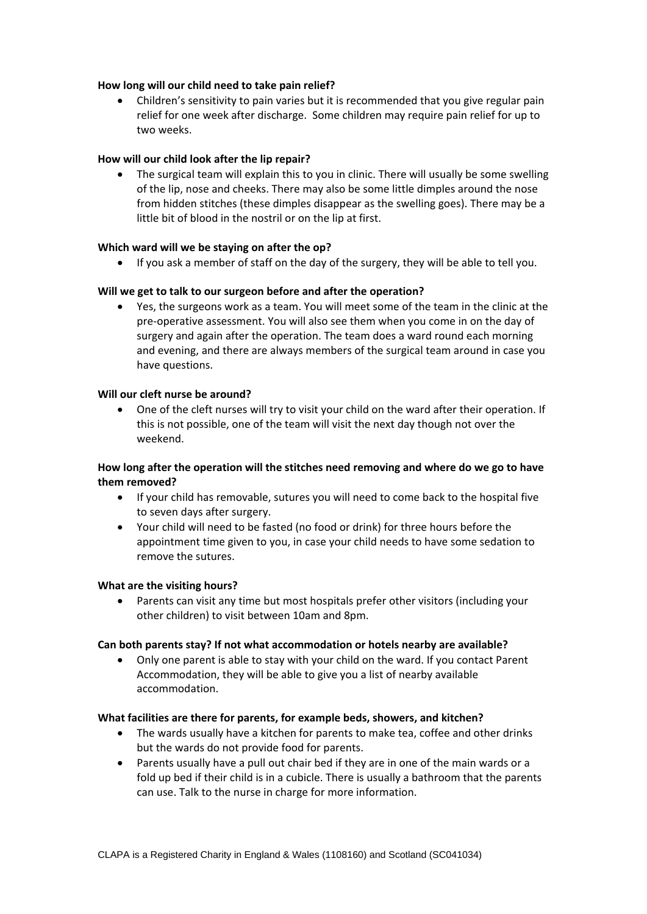**How long will our child need to take pain relief?**

- Children's sensitivity to pain varies but it is recommended that you give regular pain relief for one week after discharge. Some children may require pain relief for up to two weeks.

**How will our child look after the lip repair?**

- The surgical team will explain this to you in clinic. There will usually be some swelling of the lip, nose and cheeks. There may also be some little dimples around the nose from hidden stitches (these dimples disappear as the swelling goes). There may be a little bit of blood in the nostril or on the lip at first.

**Which ward will we be staying on after the op?**

- If you ask a member of staff on the day of the surgery, they will be able to tell you.

**Will we get to talk to our surgeon before and after the operation?**

- Yes, the surgeons work as a team. You will meet some of the team in the clinic at the pre-operative assessment. You will also see them when you come in on the day of surgery and again after the operation. The team does a ward round each morning and evening, and there are always members of the surgical team around in case you have questions.

**Will our cleft nurse be around?**

- One of the cleft nurses will try to visit your child on the ward after their operation. If this is not possible, one of the team will visit the next day though not over the weekend.

**How long after the operation will the stitches need removing and where do we go to have them removed?**

- If your child has removable, sutures you will need to come back to the hospital five to seven days after surgery.
- Your child will need to be fasted (no food or drink) for three hours before the appointment time given to you, in case your child needs to have some sedation to remove the sutures.

**What are the visiting hours?**

- Parents can visit any time but most hospitals prefer other visitors (including your other children) to visit between 10am and 8pm.

**Can both parents stay? If not what accommodation or hotels nearby are available?**

- Only one parent is able to stay with your child on the ward. If you contact Parent Accommodation, they will be able to give you a list of nearby available accommodation.

**What facilities are there for parents, for example beds, showers, and kitchen?**

- The wards usually have a kitchen for parents to make tea, coffee and other drinks but the wards do not provide food for parents.
- Parents usually have a pull out chair bed if they are in one of the main wards or a fold up bed if their child is in a cubicle. There is usually a bathroom that the parents can use. Talk to the nurse in charge for more information.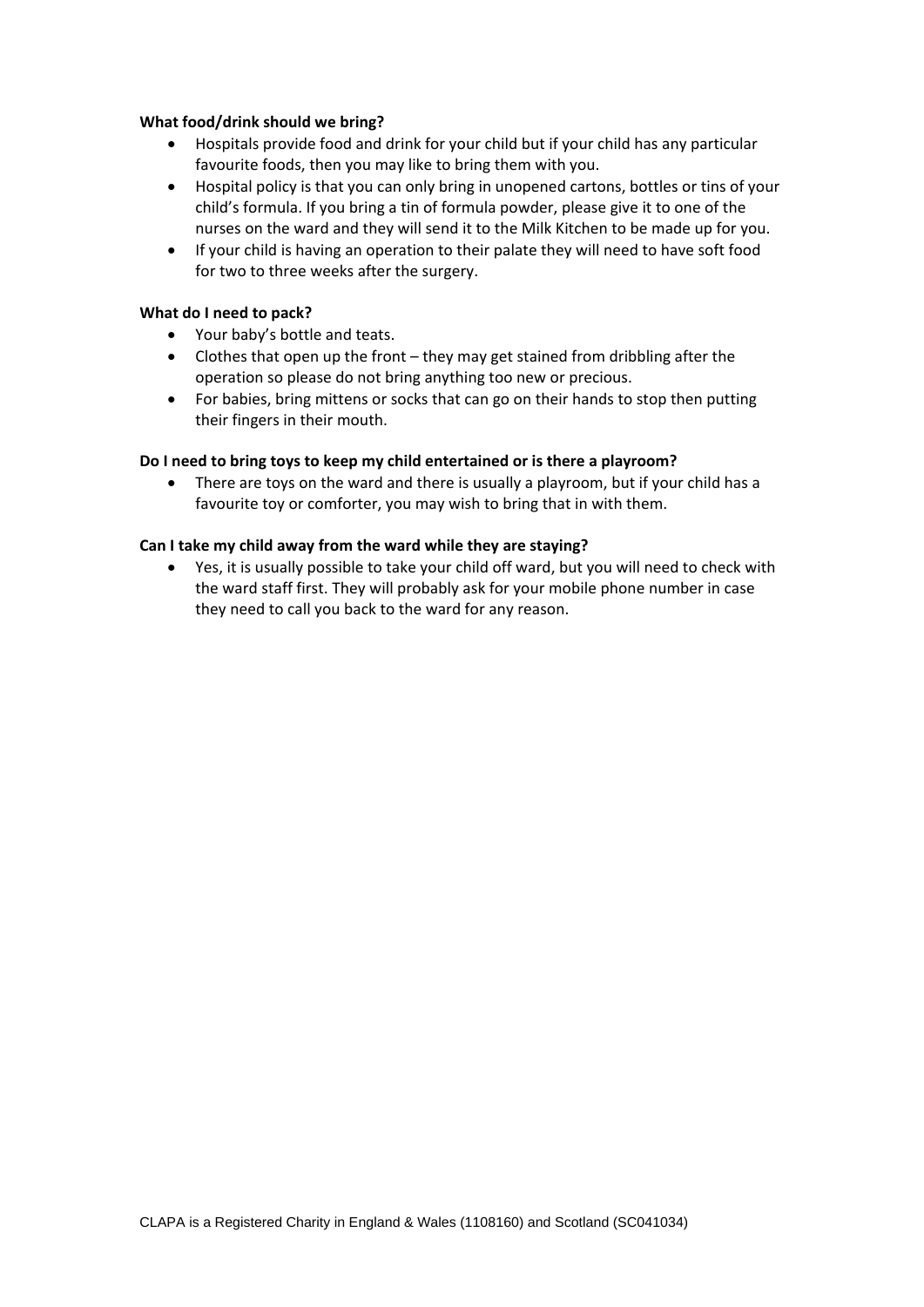**What food/drink should we bring?**

- Hospitals provide food and drink for your child but if your child has any particular favourite foods, then you may like to bring them with you.
- Hospital policy is that you can only bring in unopened cartons, bottles or tins of your child's formula. If you bring a tin of formula powder, please give it to one of the nurses on the ward and they will send it to the Milk Kitchen to be made up for you.
- If your child is having an operation to their palate they will need to have soft food for two to three weeks after the surgery.

**What do I need to pack?**

- Your baby's bottle and teats.
- Clothes that open up the front – they may get stained from dribbling after the operation so please do not bring anything too new or precious.
- For babies, bring mittens or socks that can go on their hands to stop then putting their fingers in their mouth.

**Do I need to bring toys to keep my child entertained or is there a playroom?**

- There are toys on the ward and there is usually a playroom, but if your child has a favourite toy or comforter, you may wish to bring that in with them.

**Can I take my child away from the ward while they are staying?**

- Yes, it is usually possible to take your child off ward, but you will need to check with the ward staff first. They will probably ask for your mobile phone number in case they need to call you back to the ward for any reason.